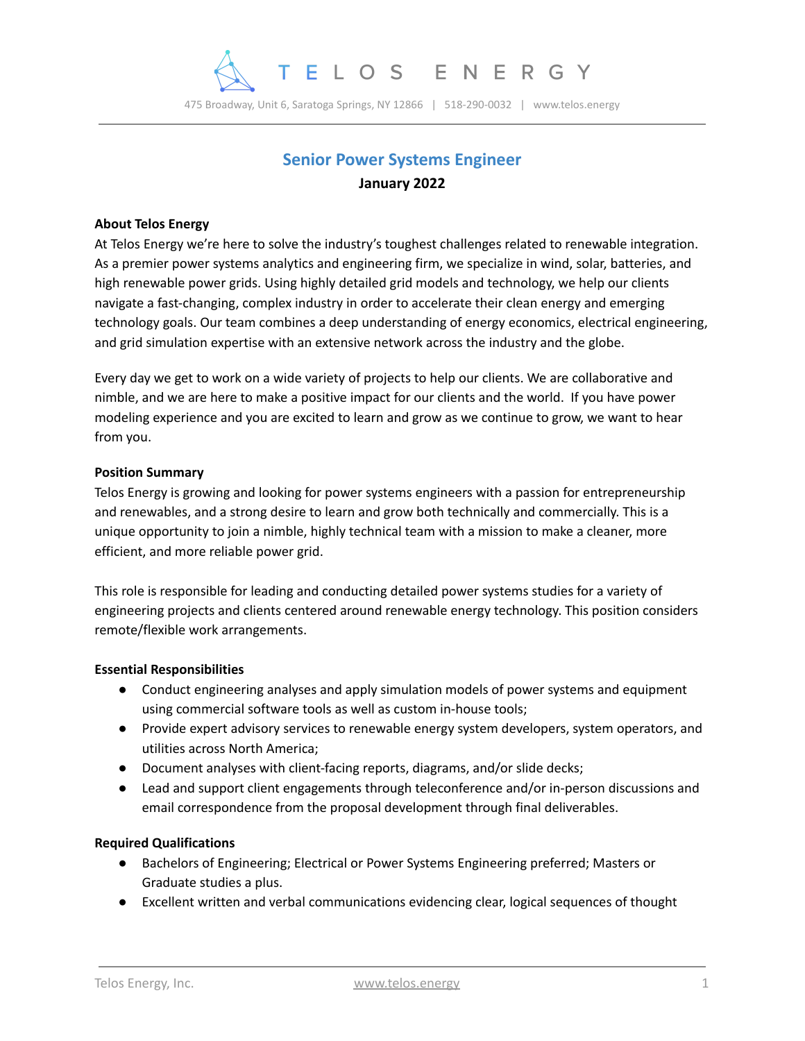# TELOS ENERGY

475 Broadway, Unit 6, Saratoga Springs, NY 12866 | 518-290-0032 | www.telos.energy

## Senior Power Systems Engineer

**January 2022**

**About Telos Energy**

At Telos Energy we're here to solve the industry's toughest challenges related to renewable integration. As a premier power systems analytics and engineering firm, we specialize in wind, solar, batteries, and high renewable power grids. Using highly detailed grid models and technology, we help our clients navigate a fast-changing, complex industry in order to accelerate their clean energy and emerging technology goals. Our team combines a deep understanding of energy economics, electrical engineering, and grid simulation expertise with an extensive network across the industry and the globe.

Every day we get to work on a wide variety of projects to help our clients. We are collaborative and nimble, and we are here to make a positive impact for our clients and the world. If you have power modeling experience and you are excited to learn and grow as we continue to grow, we want to hear from you.

**Position Summary**

Telos Energy is growing and looking for power systems engineers with a passion for entrepreneurship and renewables, and a strong desire to learn and grow both technically and commercially. This is a unique opportunity to join a nimble, highly technical team with a mission to make a cleaner, more efficient, and more reliable power grid.

This role is responsible for leading and conducting detailed power systems studies for a variety of engineering projects and clients centered around renewable energy technology. This position considers remote/flexible work arrangements.

**Essential Responsibilities**

- Conduct engineering analyses and apply simulation models of power systems and equipment using commercial software tools as well as custom in-house tools;
- Provide expert advisory services to renewable energy system developers, system operators, and utilities across North America;
- Document analyses with client-facing reports, diagrams, and/or slide decks;
- Lead and support client engagements through teleconference and/or in-person discussions and email correspondence from the proposal development through final deliverables.

**Required Qualifications**

- Bachelors of Engineering; Electrical or Power Systems Engineering preferred; Masters or Graduate studies a plus.
- Excellent written and verbal communications evidencing clear, logical sequences of thought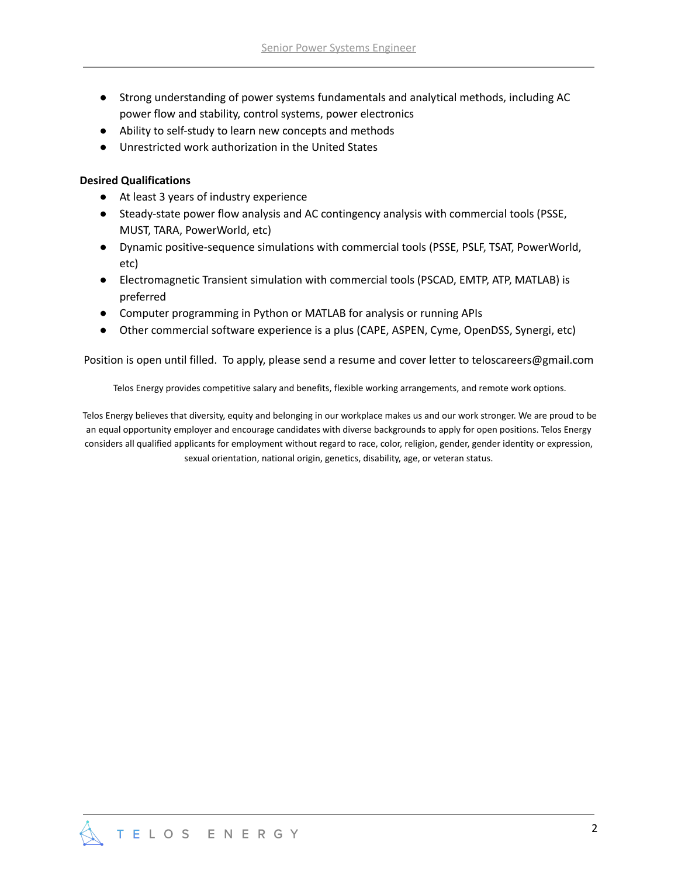- Strong understanding of power systems fundamentals and analytical methods, including AC power flow and stability, control systems, power electronics
- Ability to self-study to learn new concepts and methods
- Unrestricted work authorization in the United States

**Desired Qualifications**

- At least 3 years of industry experience
- Steady-state power flow analysis and AC contingency analysis with commercial tools (PSSE, MUST, TARA, PowerWorld, etc)
- Dynamic positive-sequence simulations with commercial tools (PSSE, PSLF, TSAT, PowerWorld, etc)
- Electromagnetic Transient simulation with commercial tools (PSCAD, EMTP, ATP, MATLAB) is preferred
- Computer programming in Python or MATLAB for analysis or running APIs
- Other commercial software experience is a plus (CAPE, ASPEN, Cyme, OpenDSS, Synergi, etc)

Position is open until filled. To apply, please send a resume and cover letter to teloscareers@gmail.com

Telos Energy provides competitive salary and benefits, flexible working arrangements, and remote work options.

Telos Energy believes that diversity, equity and belonging in our workplace makes us and our work stronger. We are proud to be an equal opportunity employer and encourage candidates with diverse backgrounds to apply for open positions. Telos Energy considers all qualified applicants for employment without regard to race, color, religion, gender, gender identity or expression, sexual orientation, national origin, genetics, disability, age, or veteran status.